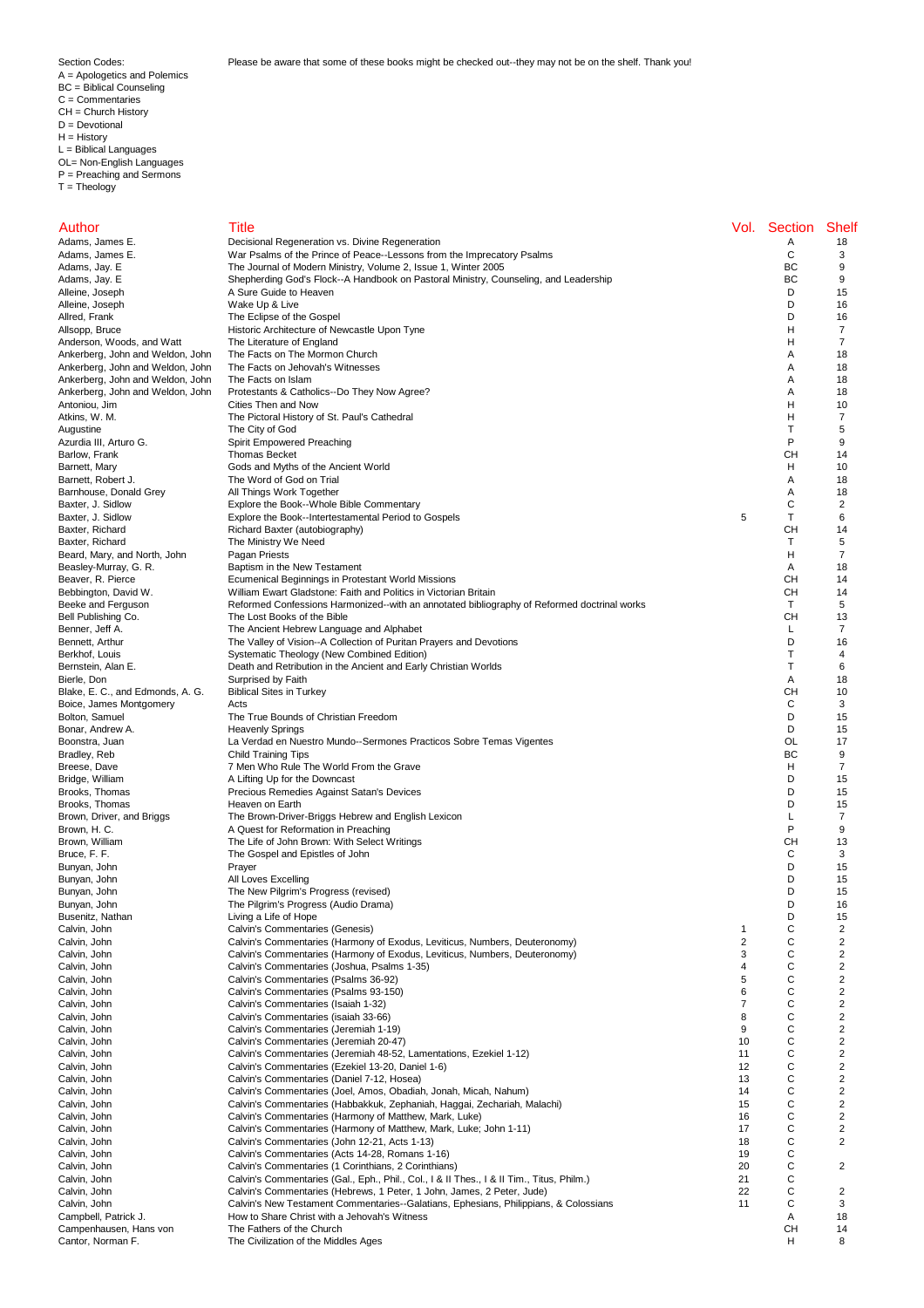Section Codes:

Please be aware that some of these books might be checked out--they may not be on the shelf. Thank you!

A = Apologetics and Polemics
BC = Biblical Counseling
C = Commentaries
CH = Church History
D = Devotional
H = History
L = Biblical Languages
OL= Non-English Languages
P = Preaching and Sermons
T = Theology

| Author | Title | Vol. | Section | Shelf |
|---|---|---|---|---|
| Adams, James E. | Decisional Regeneration vs. Divine Regeneration | | A | 18 |
| Adams, James E. | War Psalms of the Prince of Peace--Lessons from the Imprecatory Psalms | | C | 3 |
| Adams, Jay. E | The Journal of Modern Ministry, Volume 2, Issue 1, Winter 2005 | | BC | 9 |
| Adams, Jay. E | Shepherding God's Flock--A Handbook on Pastoral Ministry, Counseling, and Leadership | | BC | 9 |
| Alleine, Joseph | A Sure Guide to Heaven | | D | 15 |
| Alleine, Joseph | Wake Up & Live | | D | 16 |
| Allred, Frank | The Eclipse of the Gospel | | D | 16 |
| Allsopp, Bruce | Historic Architecture of Newcastle Upon Tyne | | H | 7 |
| Anderson, Woods, and Watt | The Literature of England | | H | 7 |
| Ankerberg, John and Weldon, John | The Facts on The Mormon Church | | A | 18 |
| Ankerberg, John and Weldon, John | The Facts on Jehovah's Witnesses | | A | 18 |
| Ankerberg, John and Weldon, John | The Facts on Islam | | A | 18 |
| Ankerberg, John and Weldon, John | Protestants & Catholics--Do They Now Agree? | | A | 18 |
| Antoniou, Jim | Cities Then and Now | | H | 10 |
| Atkins, W. M. | The Pictoral History of St. Paul's Cathedral | | H | 7 |
| Augustine | The City of God | | T | 5 |
| Azurdia III, Arturo G. | Spirit Empowered Preaching | | P | 9 |
| Barlow, Frank | Thomas Becket | | CH | 14 |
| Barnett, Mary | Gods and Myths of the Ancient World | | H | 10 |
| Barnett, Robert J. | The Word of God on Trial | | A | 18 |
| Barnhouse, Donald Grey | All Things Work Together | | A | 18 |
| Baxter, J. Sidlow | Explore the Book--Whole Bible Commentary | | C | 2 |
| Baxter, J. Sidlow | Explore the Book--Intertestamental Period to Gospels | 5 | T | 6 |
| Baxter, Richard | Richard Baxter (autobiography) | | CH | 14 |
| Baxter, Richard | The Ministry We Need | | T | 5 |
| Beard, Mary, and North, John | Pagan Priests | | H | 7 |
| Beasley-Murray, G. R. | Baptism in the New Testament | | A | 18 |
| Beaver, R. Pierce | Ecumenical Beginnings in Protestant World Missions | | CH | 14 |
| Bebbington, David W. | William Ewart Gladstone: Faith and Politics in Victorian Britain | | CH | 14 |
| Beeke and Ferguson | Reformed Confessions Harmonized--with an annotated bibliography of Reformed doctrinal works | | T | 5 |
| Bell Publishing Co. | The Lost Books of the Bible | | CH | 13 |
| Benner, Jeff A. | The Ancient Hebrew Language and Alphabet | | L | 7 |
| Bennett, Arthur | The Valley of Vision--A Collection of Puritan Prayers and Devotions | | D | 16 |
| Berkhof, Louis | Systematic Theology (New Combined Edition) | | T | 4 |
| Bernstein, Alan E. | Death and Retribution in the Ancient and Early Christian Worlds | | T | 6 |
| Bierle, Don | Surprised by Faith | | A | 18 |
| Blake, E. C., and Edmonds, A. G. | Biblical Sites in Turkey | | CH | 10 |
| Boice, James Montgomery | Acts | | C | 3 |
| Bolton, Samuel | The True Bounds of Christian Freedom | | D | 15 |
| Bonar, Andrew A. | Heavenly Springs | | D | 15 |
| Boonstra, Juan | La Verdad en Nuestro Mundo--Sermones Practicos Sobre Temas Vigentes | | OL | 17 |
| Bradley, Reb | Child Training Tips | | BC | 9 |
| Breese, Dave | 7 Men Who Rule The World From the Grave | | H | 7 |
| Bridge, William | A Lifting Up for the Downcast | | D | 15 |
| Brooks, Thomas | Precious Remedies Against Satan's Devices | | D | 15 |
| Brooks, Thomas | Heaven on Earth | | D | 15 |
| Brown, Driver, and Briggs | The Brown-Driver-Briggs Hebrew and English Lexicon | | L | 7 |
| Brown, H. C. | A Quest for Reformation in Preaching | | P | 9 |
| Brown, William | The Life of John Brown: With Select Writings | | CH | 13 |
| Bruce, F. F. | The Gospel and Epistles of John | | C | 3 |
| Bunyan, John | Prayer | | D | 15 |
| Bunyan, John | All Loves Excelling | | D | 15 |
| Bunyan, John | The New Pilgrim's Progress (revised) | | D | 15 |
| Bunyan, John | The Pilgrim's Progress (Audio Drama) | | D | 16 |
| Busenitz, Nathan | Living a Life of Hope | | D | 15 |
| Calvin, John | Calvin's Commentaries (Genesis) | 1 | C | 2 |
| Calvin, John | Calvin's Commentaries (Harmony of Exodus, Leviticus, Numbers, Deuteronomy) | 2 | C | 2 |
| Calvin, John | Calvin's Commentaries (Harmony of Exodus, Leviticus, Numbers, Deuteronomy) | 3 | C | 2 |
| Calvin, John | Calvin's Commentaries (Joshua, Psalms 1-35) | 4 | C | 2 |
| Calvin, John | Calvin's Commentaries (Psalms 36-92) | 5 | C | 2 |
| Calvin, John | Calvin's Commentaries (Psalms 93-150) | 6 | C | 2 |
| Calvin, John | Calvin's Commentaries (Isaiah 1-32) | 7 | C | 2 |
| Calvin, John | Calvin's Commentaries (isaiah 33-66) | 8 | C | 2 |
| Calvin, John | Calvin's Commentaries (Jeremiah 1-19) | 9 | C | 2 |
| Calvin, John | Calvin's Commentaries (Jeremiah 20-47) | 10 | C | 2 |
| Calvin, John | Calvin's Commentaries (Jeremiah 48-52, Lamentations, Ezekiel 1-12) | 11 | C | 2 |
| Calvin, John | Calvin's Commentaries (Ezekiel 13-20, Daniel 1-6) | 12 | C | 2 |
| Calvin, John | Calvin's Commentaries (Daniel 7-12, Hosea) | 13 | C | 2 |
| Calvin, John | Calvin's Commentaries (Joel, Amos, Obadiah, Jonah, Micah, Nahum) | 14 | C | 2 |
| Calvin, John | Calvin's Commentaries (Habbakkuk, Zephaniah, Haggai, Zechariah, Malachi) | 15 | C | 2 |
| Calvin, John | Calvin's Commentaries (Harmony of Matthew, Mark, Luke) | 16 | C | 2 |
| Calvin, John | Calvin's Commentaries (Harmony of Matthew, Mark, Luke; John 1-11) | 17 | C | 2 |
| Calvin, John | Calvin's Commentaries (John 12-21, Acts 1-13) | 18 | C | 2 |
| Calvin, John | Calvin's Commentaries (Acts 14-28, Romans 1-16) | 19 | C | |
| Calvin, John | Calvin's Commentaries (1 Corinthians, 2 Corinthians) | 20 | C | 2 |
| Calvin, John | Calvin's Commentaries (Gal., Eph., Phil., Col., I & II Thes., I & II Tim., Titus, Philm.) | 21 | C | |
| Calvin, John | Calvin's Commentaries (Hebrews, 1 Peter, 1 John, James, 2 Peter, Jude) | 22 | C | 2 |
| Calvin, John | Calvin's New Testament Commentaries--Galatians, Ephesians, Philippians, & Colossians | 11 | C | 3 |
| Campbell, Patrick J. | How to Share Christ with a Jehovah's Witness | | A | 18 |
| Campenhausen, Hans von | The Fathers of the Church | | CH | 14 |
| Cantor, Norman F. | The Civilization of the Middles Ages | | H | 8 |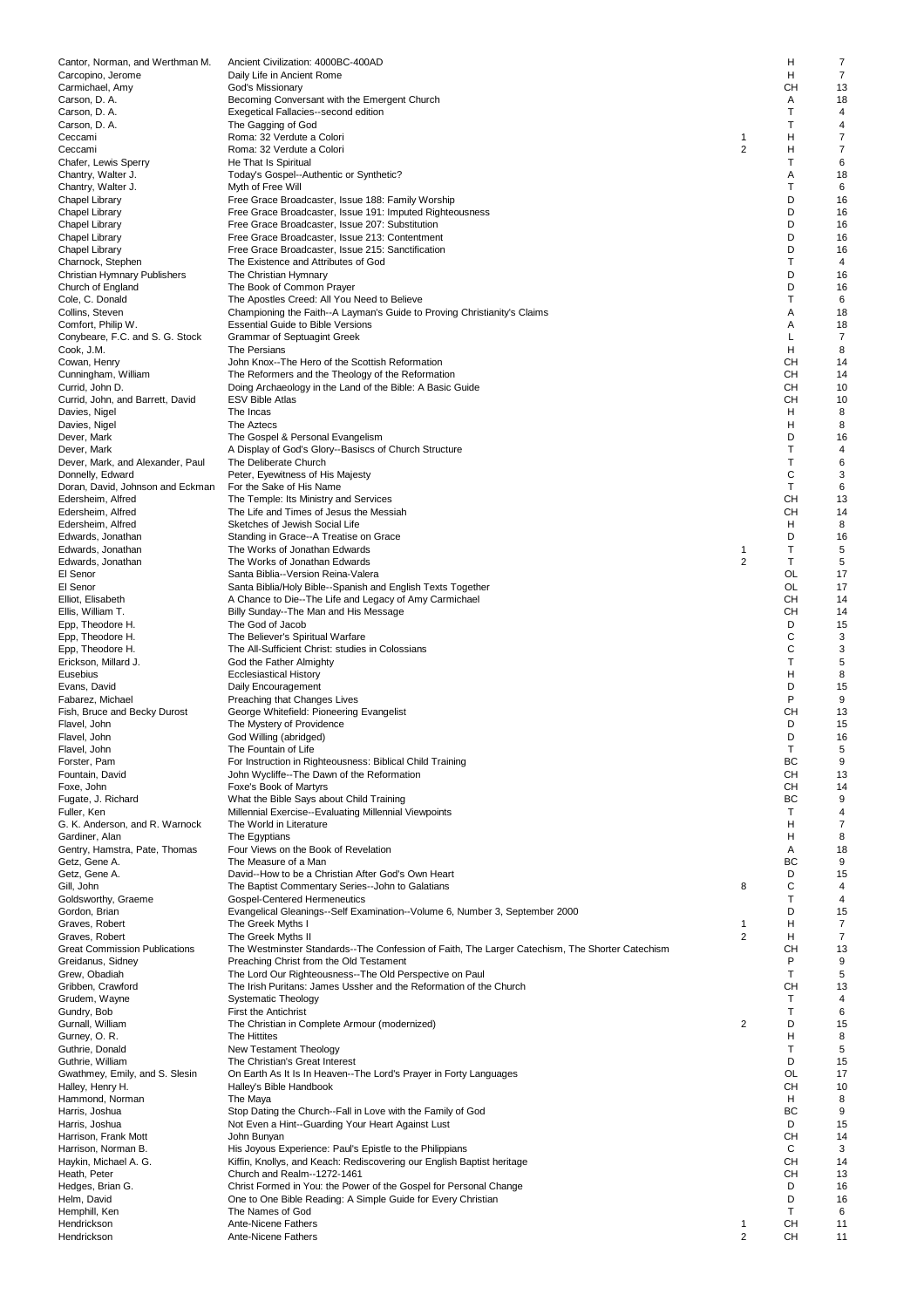| | | | | |
|---|---|---|---|---|
| Cantor, Norman, and Werthman M. | Ancient Civilization: 4000BC-400AD | | H | 7 |
| Carcopino, Jerome | Daily Life in Ancient Rome | | H | 7 |
| Carmichael, Amy | God's Missionary | | CH | 13 |
| Carson, D. A. | Becoming Conversant with the Emergent Church | | A | 18 |
| Carson, D. A. | Exegetical Fallacies--second edition | | T | 4 |
| Carson, D. A. | The Gagging of God | | T | 4 |
| Ceccami | Roma: 32 Verdute a Colori | 1 | H | 7 |
| Ceccami | Roma: 32 Verdute a Colori | 2 | H | 7 |
| Chafer, Lewis Sperry | He That Is Spiritual | | T | 6 |
| Chantry, Walter J. | Today's Gospel--Authentic or Synthetic? | | A | 18 |
| Chantry, Walter J. | Myth of Free Will | | T | 6 |
| Chapel Library | Free Grace Broadcaster, Issue 188: Family Worship | | D | 16 |
| Chapel Library | Free Grace Broadcaster, Issue 191: Imputed Righteousness | | D | 16 |
| Chapel Library | Free Grace Broadcaster, Issue 207: Substitution | | D | 16 |
| Chapel Library | Free Grace Broadcaster, Issue 213: Contentment | | D | 16 |
| Chapel Library | Free Grace Broadcaster, Issue 215: Sanctification | | D | 16 |
| Charnock, Stephen | The Existence and Attributes of God | | T | 4 |
| Christian Hymnary Publishers | The Christian Hymnary | | D | 16 |
| Church of England | The Book of Common Prayer | | D | 16 |
| Cole, C. Donald | The Apostles Creed: All You Need to Believe | | T | 6 |
| Collins, Steven | Championing the Faith--A Layman's Guide to Proving Christianity's Claims | | A | 18 |
| Comfort, Philip W. | Essential Guide to Bible Versions | | A | 18 |
| Conybeare, F.C. and S. G. Stock | Grammar of Septuagint Greek | | L | 7 |
| Cook, J.M. | The Persians | | H | 8 |
| Cowan, Henry | John Knox--The Hero of the Scottish Reformation | | CH | 14 |
| Cunningham, William | The Reformers and the Theology of the Reformation | | CH | 14 |
| Currid, John D. | Doing Archaeology in the Land of the Bible: A Basic Guide | | CH | 10 |
| Currid, John, and Barrett, David | ESV Bible Atlas | | CH | 10 |
| Davies, Nigel | The Incas | | H | 8 |
| Davies, Nigel | The Aztecs | | H | 8 |
| Dever, Mark | The Gospel & Personal Evangelism | | D | 16 |
| Dever, Mark | A Display of God's Glory--Basiscs of Church Structure | | T | 4 |
| Dever, Mark, and Alexander, Paul | The Deliberate Church | | T | 6 |
| Donnelly, Edward | Peter, Eyewitness of His Majesty | | C | 3 |
| Doran, David, Johnson and Eckman | For the Sake of His Name | | T | 6 |
| Edersheim, Alfred | The Temple: Its Ministry and Services | | CH | 13 |
| Edersheim, Alfred | The Life and Times of Jesus the Messiah | | CH | 14 |
| Edersheim, Alfred | Sketches of Jewish Social Life | | H | 8 |
| Edwards, Jonathan | Standing in Grace--A Treatise on Grace | | D | 16 |
| Edwards, Jonathan | The Works of Jonathan Edwards | 1 | T | 5 |
| Edwards, Jonathan | The Works of Jonathan Edwards | 2 | T | 5 |
| El Senor | Santa Biblia--Version Reina-Valera | | OL | 17 |
| El Senor | Santa Biblia/Holy Bible--Spanish and English Texts Together | | OL | 17 |
| Elliot, Elisabeth | A Chance to Die--The Life and Legacy of Amy Carmichael | | CH | 14 |
| Ellis, William T. | Billy Sunday--The Man and His Message | | CH | 14 |
| Epp, Theodore H. | The God of Jacob | | D | 15 |
| Epp, Theodore H. | The Believer's Spiritual Warfare | | C | 3 |
| Epp, Theodore H. | The All-Sufficient Christ: studies in Colossians | | C | 3 |
| Erickson, Millard J. | God the Father Almighty | | T | 5 |
| Eusebius | Ecclesiastical History | | H | 8 |
| Evans, David | Daily Encouragement | | D | 15 |
| Fabarez, Michael | Preaching that Changes Lives | | P | 9 |
| Fish, Bruce and Becky Durost | George Whitefield: Pioneering Evangelist | | CH | 13 |
| Flavel, John | The Mystery of Providence | | D | 15 |
| Flavel, John | God Willing (abridged) | | D | 16 |
| Flavel, John | The Fountain of Life | | T | 5 |
| Forster, Pam | For Instruction in Righteousness: Biblical Child Training | | BC | 9 |
| Fountain, David | John Wycliffe--The Dawn of the Reformation | | CH | 13 |
| Foxe, John | Foxe's Book of Martyrs | | CH | 14 |
| Fugate, J. Richard | What the Bible Says about Child Training | | BC | 9 |
| Fuller, Ken | Millennial Exercise--Evaluating Millennial Viewpoints | | T | 4 |
| G. K. Anderson, and R. Warnock | The World in Literature | | H | 7 |
| Gardiner, Alan | The Egyptians | | H | 8 |
| Gentry, Hamstra, Pate, Thomas | Four Views on the Book of Revelation | | A | 18 |
| Getz, Gene A. | The Measure of a Man | | BC | 9 |
| Getz, Gene A. | David--How to be a Christian After God's Own Heart | | D | 15 |
| Gill, John | The Baptist Commentary Series--John to Galatians | 8 | C | 4 |
| Goldsworthy, Graeme | Gospel-Centered Hermeneutics | | T | 4 |
| Gordon, Brian | Evangelical Gleanings--Self Examination--Volume 6, Number 3, September 2000 | | D | 15 |
| Graves, Robert | The Greek Myths I | 1 | H | 7 |
| Graves, Robert | The Greek Myths II | 2 | H | 7 |
| Great Commission Publications | The Westminster Standards--The Confession of Faith, The Larger Catechism, The Shorter Catechism | | CH | 13 |
| Greidanus, Sidney | Preaching Christ from the Old Testament | | P | 9 |
| Grew, Obadiah | The Lord Our Righteousness--The Old Perspective on Paul | | T | 5 |
| Gribben, Crawford | The Irish Puritans: James Ussher and the Reformation of the Church | | CH | 13 |
| Grudem, Wayne | Systematic Theology | | T | 4 |
| Gundry, Bob | First the Antichrist | | T | 6 |
| Gurnall, William | The Christian in Complete Armour (modernized) | 2 | D | 15 |
| Gurney, O. R. | The Hittites | | H | 8 |
| Guthrie, Donald | New Testament Theology | | T | 5 |
| Guthrie, William | The Christian's Great Interest | | D | 15 |
| Gwathmey, Emily, and S. Slesin | On Earth As It Is In Heaven--The Lord's Prayer in Forty Languages | | OL | 17 |
| Halley, Henry H. | Halley's Bible Handbook | | CH | 10 |
| Hammond, Norman | The Maya | | H | 8 |
| Harris, Joshua | Stop Dating the Church--Fall in Love with the Family of God | | BC | 9 |
| Harris, Joshua | Not Even a Hint--Guarding Your Heart Against Lust | | D | 15 |
| Harrison, Frank Mott | John Bunyan | | CH | 14 |
| Harrison, Norman B. | His Joyous Experience: Paul's Epistle to the Philippians | | C | 3 |
| Haykin, Michael A. G. | Kiffin, Knollys, and Keach: Rediscovering our English Baptist heritage | | CH | 14 |
| Heath, Peter | Church and Realm--1272-1461 | | CH | 13 |
| Hedges, Brian G. | Christ Formed in You: the Power of the Gospel for Personal Change | | D | 16 |
| Helm, David | One to One Bible Reading: A Simple Guide for Every Christian | | D | 16 |
| Hemphill, Ken | The Names of God | | T | 6 |
| Hendrickson | Ante-Nicene Fathers | 1 | CH | 11 |
| Hendrickson | Ante-Nicene Fathers | 2 | CH | 11 |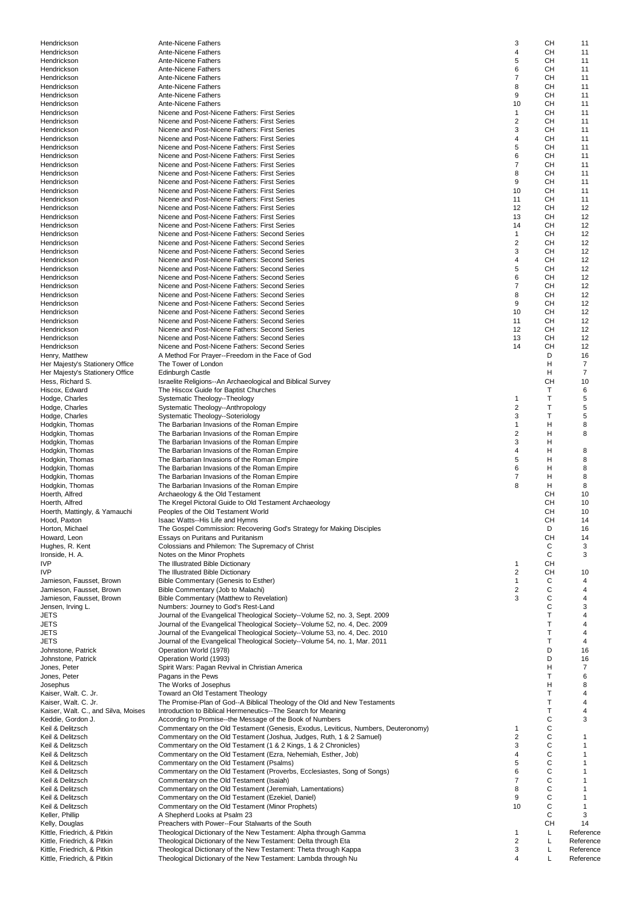| | | | | |
|---|---|---|---|---|
| Hendrickson | Ante-Nicene Fathers | 3 | CH | 11 |
| Hendrickson | Ante-Nicene Fathers | 4 | CH | 11 |
| Hendrickson | Ante-Nicene Fathers | 5 | CH | 11 |
| Hendrickson | Ante-Nicene Fathers | 6 | CH | 11 |
| Hendrickson | Ante-Nicene Fathers | 7 | CH | 11 |
| Hendrickson | Ante-Nicene Fathers | 8 | CH | 11 |
| Hendrickson | Ante-Nicene Fathers | 9 | CH | 11 |
| Hendrickson | Ante-Nicene Fathers | 10 | CH | 11 |
| Hendrickson | Nicene and Post-Nicene Fathers: First Series | 1 | CH | 11 |
| Hendrickson | Nicene and Post-Nicene Fathers: First Series | 2 | CH | 11 |
| Hendrickson | Nicene and Post-Nicene Fathers: First Series | 3 | CH | 11 |
| Hendrickson | Nicene and Post-Nicene Fathers: First Series | 4 | CH | 11 |
| Hendrickson | Nicene and Post-Nicene Fathers: First Series | 5 | CH | 11 |
| Hendrickson | Nicene and Post-Nicene Fathers: First Series | 6 | CH | 11 |
| Hendrickson | Nicene and Post-Nicene Fathers: First Series | 7 | CH | 11 |
| Hendrickson | Nicene and Post-Nicene Fathers: First Series | 8 | CH | 11 |
| Hendrickson | Nicene and Post-Nicene Fathers: First Series | 9 | CH | 11 |
| Hendrickson | Nicene and Post-Nicene Fathers: First Series | 10 | CH | 11 |
| Hendrickson | Nicene and Post-Nicene Fathers: First Series | 11 | CH | 11 |
| Hendrickson | Nicene and Post-Nicene Fathers: First Series | 12 | CH | 12 |
| Hendrickson | Nicene and Post-Nicene Fathers: First Series | 13 | CH | 12 |
| Hendrickson | Nicene and Post-Nicene Fathers: First Series | 14 | CH | 12 |
| Hendrickson | Nicene and Post-Nicene Fathers: Second Series | 1 | CH | 12 |
| Hendrickson | Nicene and Post-Nicene Fathers: Second Series | 2 | CH | 12 |
| Hendrickson | Nicene and Post-Nicene Fathers: Second Series | 3 | CH | 12 |
| Hendrickson | Nicene and Post-Nicene Fathers: Second Series | 4 | CH | 12 |
| Hendrickson | Nicene and Post-Nicene Fathers: Second Series | 5 | CH | 12 |
| Hendrickson | Nicene and Post-Nicene Fathers: Second Series | 6 | CH | 12 |
| Hendrickson | Nicene and Post-Nicene Fathers: Second Series | 7 | CH | 12 |
| Hendrickson | Nicene and Post-Nicene Fathers: Second Series | 8 | CH | 12 |
| Hendrickson | Nicene and Post-Nicene Fathers: Second Series | 9 | CH | 12 |
| Hendrickson | Nicene and Post-Nicene Fathers: Second Series | 10 | CH | 12 |
| Hendrickson | Nicene and Post-Nicene Fathers: Second Series | 11 | CH | 12 |
| Hendrickson | Nicene and Post-Nicene Fathers: Second Series | 12 | CH | 12 |
| Hendrickson | Nicene and Post-Nicene Fathers: Second Series | 13 | CH | 12 |
| Hendrickson | Nicene and Post-Nicene Fathers: Second Series | 14 | CH | 12 |
| Henry, Matthew | A Method For Prayer--Freedom in the Face of God | | D | 16 |
| Her Majesty's Stationery Office | The Tower of London | | H | 7 |
| Her Majesty's Stationery Office | Edinburgh Castle | | H | 7 |
| Hess, Richard S. | Israelite Religions--An Archaeological and Biblical Survey | | CH | 10 |
| Hiscox, Edward | The Hiscox Guide for Baptist Churches | | T | 6 |
| Hodge, Charles | Systematic Theology--Theology | 1 | T | 5 |
| Hodge, Charles | Systematic Theology--Anthropology | 2 | T | 5 |
| Hodge, Charles | Systematic Theology--Soteriology | 3 | T | 5 |
| Hodgkin, Thomas | The Barbarian Invasions of the Roman Empire | 1 | H | 8 |
| Hodgkin, Thomas | The Barbarian Invasions of the Roman Empire | 2 | H | 8 |
| Hodgkin, Thomas | The Barbarian Invasions of the Roman Empire | 3 | H | |
| Hodgkin, Thomas | The Barbarian Invasions of the Roman Empire | 4 | H | 8 |
| Hodgkin, Thomas | The Barbarian Invasions of the Roman Empire | 5 | H | 8 |
| Hodgkin, Thomas | The Barbarian Invasions of the Roman Empire | 6 | H | 8 |
| Hodgkin, Thomas | The Barbarian Invasions of the Roman Empire | 7 | H | 8 |
| Hodgkin, Thomas | The Barbarian Invasions of the Roman Empire | 8 | H | 8 |
| Hoerth, Alfred | Archaeology & the Old Testament | | CH | 10 |
| Hoerth, Alfred | The Kregel Pictoral Guide to Old Testament Archaeology | | CH | 10 |
| Hoerth, Mattingly, & Yamauchi | Peoples of the Old Testament World | | CH | 10 |
| Hood, Paxton | Isaac Watts--His Life and Hymns | | CH | 14 |
| Horton, Michael | The Gospel Commission: Recovering God's Strategy for Making Disciples | | D | 16 |
| Howard, Leon | Essays on Puritans and Puritanism | | CH | 14 |
| Hughes, R. Kent | Colossians and Philemon: The Supremacy of Christ | | C | 3 |
| Ironside, H. A. | Notes on the Minor Prophets | | C | 3 |
| IVP | The Illustrated Bible Dictionary | 1 | CH | |
| IVP | The Illustrated Bible Dictionary | 2 | CH | 10 |
| Jamieson, Fausset, Brown | Bible Commentary (Genesis to Esther) | 1 | C | 4 |
| Jamieson, Fausset, Brown | Bible Commentary (Job to Malachi) | 2 | C | 4 |
| Jamieson, Fausset, Brown | Bible Commentary (Matthew to Revelation) | 3 | C | 4 |
| Jensen, Irving L. | Numbers: Journey to God's Rest-Land | | C | 3 |
| JETS | Journal of the Evangelical Theological Society--Volume 52, no. 3, Sept. 2009 | | T | 4 |
| JETS | Journal of the Evangelical Theological Society--Volume 52, no. 4, Dec. 2009 | | T | 4 |
| JETS | Journal of the Evangelical Theological Society--Volume 53, no. 4, Dec. 2010 | | T | 4 |
| JETS | Journal of the Evangelical Theological Society--Volume 54, no. 1, Mar. 2011 | | T | 4 |
| Johnstone, Patrick | Operation World (1978) | | D | 16 |
| Johnstone, Patrick | Operation World (1993) | | D | 16 |
| Jones, Peter | Spirit Wars: Pagan Revival in Christian America | | H | 7 |
| Jones, Peter | Pagans in the Pews | | T | 6 |
| Josephus | The Works of Josephus | | H | 8 |
| Kaiser, Walt. C. Jr. | Toward an Old Testament Theology | | T | 4 |
| Kaiser, Walt. C. Jr. | The Promise-Plan of God--A Biblical Theology of the Old and New Testaments | | T | 4 |
| Kaiser, Walt. C., and Silva, Moises | Introduction to Biblical Hermeneutics--The Search for Meaning | | T | 4 |
| Keddie, Gordon J. | According to Promise--the Message of the Book of Numbers | | C | 3 |
| Keil & Delitzsch | Commentary on the Old Testament (Genesis, Exodus, Leviticus, Numbers, Deuteronomy) | 1 | C | |
| Keil & Delitzsch | Commentary on the Old Testament (Joshua, Judges, Ruth, 1 & 2 Samuel) | 2 | C | 1 |
| Keil & Delitzsch | Commentary on the Old Testament (1 & 2 Kings, 1 & 2 Chronicles) | 3 | C | 1 |
| Keil & Delitzsch | Commentary on the Old Testament (Ezra, Nehemiah, Esther, Job) | 4 | C | 1 |
| Keil & Delitzsch | Commentary on the Old Testament (Psalms) | 5 | C | 1 |
| Keil & Delitzsch | Commentary on the Old Testament (Proverbs, Ecclesiastes, Song of Songs) | 6 | C | 1 |
| Keil & Delitzsch | Commentary on the Old Testament (Isaiah) | 7 | C | 1 |
| Keil & Delitzsch | Commentary on the Old Testament (Jeremiah, Lamentations) | 8 | C | 1 |
| Keil & Delitzsch | Commentary on the Old Testament (Ezekiel, Daniel) | 9 | C | 1 |
| Keil & Delitzsch | Commentary on the Old Testament (Minor Prophets) | 10 | C | 1 |
| Keller, Phillip | A Shepherd Looks at Psalm 23 | | C | 3 |
| Kelly, Douglas | Preachers with Power--Four Stalwarts of the South | | CH | 14 |
| Kittle, Friedrich, & Pitkin | Theological Dictionary of the New Testament: Alpha through Gamma | 1 | L | Reference |
| Kittle, Friedrich, & Pitkin | Theological Dictionary of the New Testament: Delta through Eta | 2 | L | Reference |
| Kittle, Friedrich, & Pitkin | Theological Dictionary of the New Testament: Theta through Kappa | 3 | L | Reference |
| Kittle, Friedrich, & Pitkin | Theological Dictionary of the New Testament: Lambda through Nu | 4 | L | Reference |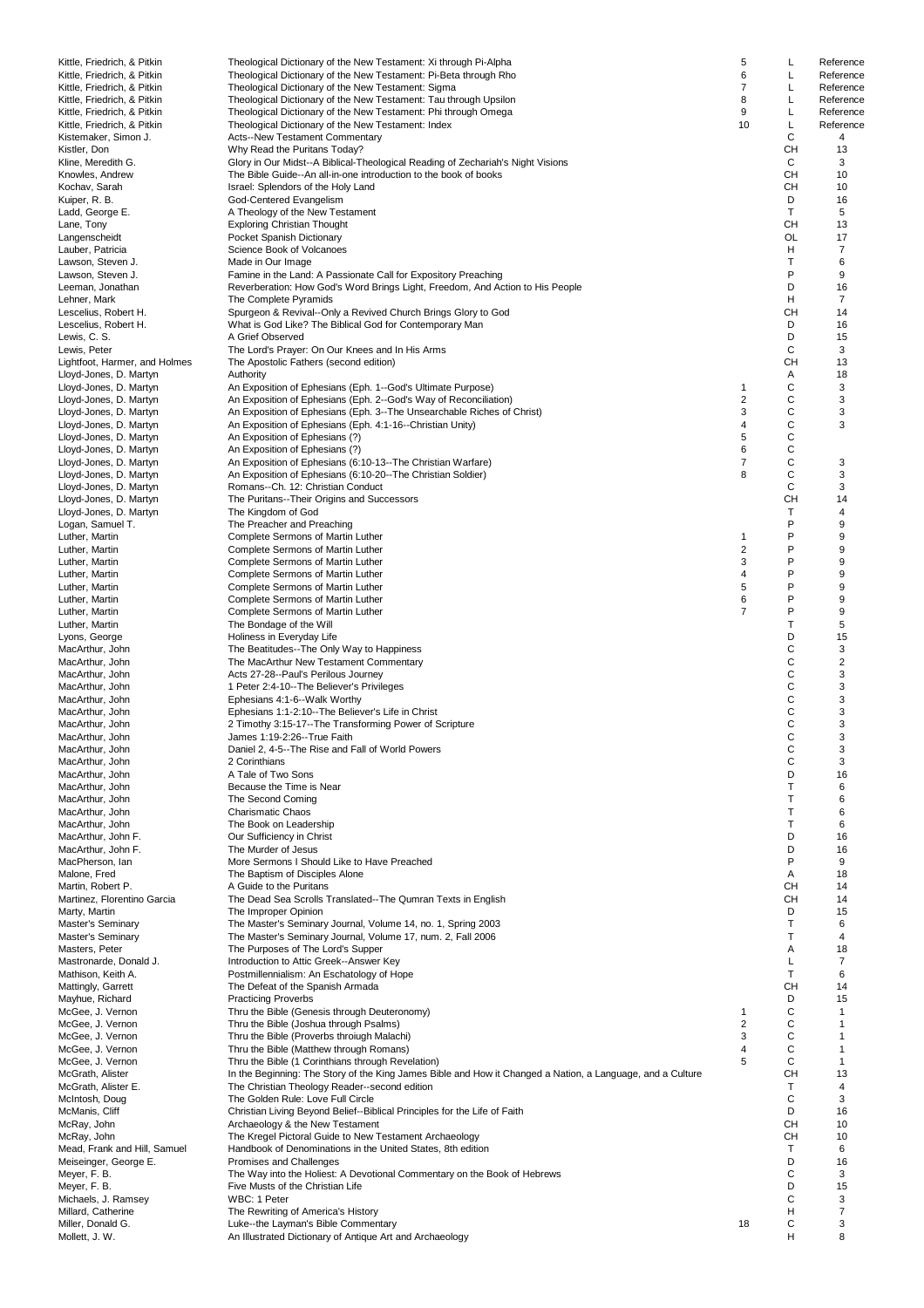| | | | | |
|---|---|---|---|---|
| Kittle, Friedrich, & Pitkin | Theological Dictionary of the New Testament: Xi through Pi-Alpha | 5 | L | Reference |
| Kittle, Friedrich, & Pitkin | Theological Dictionary of the New Testament: Pi-Beta through Rho | 6 | L | Reference |
| Kittle, Friedrich, & Pitkin | Theological Dictionary of the New Testament: Sigma | 7 | L | Reference |
| Kittle, Friedrich, & Pitkin | Theological Dictionary of the New Testament: Tau through Upsilon | 8 | L | Reference |
| Kittle, Friedrich, & Pitkin | Theological Dictionary of the New Testament: Phi through Omega | 9 | L | Reference |
| Kittle, Friedrich, & Pitkin | Theological Dictionary of the New Testament: Index | 10 | L | Reference |
| Kistemaker, Simon J. | Acts--New Testament Commentary | | C | 4 |
| Kistler, Don | Why Read the Puritans Today? | | CH | 13 |
| Kline, Meredith G. | Glory in Our Midst--A Biblical-Theological Reading of Zechariah's Night Visions | | C | 3 |
| Knowles, Andrew | The Bible Guide--An all-in-one introduction to the book of books | | CH | 10 |
| Kochav, Sarah | Israel: Splendors of the Holy Land | | CH | 10 |
| Kuiper, R. B. | God-Centered Evangelism | | D | 16 |
| Ladd, George E. | A Theology of the New Testament | | T | 5 |
| Lane, Tony | Exploring Christian Thought | | CH | 13 |
| Langenscheidt | Pocket Spanish Dictionary | | OL | 17 |
| Lauber, Patricia | Science Book of Volcanoes | | H | 7 |
| Lawson, Steven J. | Made in Our Image | | T | 6 |
| Lawson, Steven J. | Famine in the Land: A Passionate Call for Expository Preaching | | P | 9 |
| Leeman, Jonathan | Reverberation: How God's Word Brings Light, Freedom, And Action to His People | | D | 16 |
| Lehner, Mark | The Complete Pyramids | | H | 7 |
| Lescelius, Robert H. | Spurgeon & Revival--Only a Revived Church Brings Glory to God | | CH | 14 |
| Lescelius, Robert H. | What is God Like? The Biblical God for Contemporary Man | | D | 16 |
| Lewis, C. S. | A Grief Observed | | D | 15 |
| Lewis, Peter | The Lord's Prayer: On Our Knees and In His Arms | | C | 3 |
| Lightfoot, Harmer, and Holmes | The Apostolic Fathers (second edition) | | CH | 13 |
| Lloyd-Jones, D. Martyn | Authority | | A | 18 |
| Lloyd-Jones, D. Martyn | An Exposition of Ephesians (Eph. 1--God's Ultimate Purpose) | 1 | C | 3 |
| Lloyd-Jones, D. Martyn | An Exposition of Ephesians (Eph. 2--God's Way of Reconciliation) | 2 | C | 3 |
| Lloyd-Jones, D. Martyn | An Exposition of Ephesians (Eph. 3--The Unsearchable Riches of Christ) | 3 | C | 3 |
| Lloyd-Jones, D. Martyn | An Exposition of Ephesians (Eph. 4:1-16--Christian Unity) | 4 | C | 3 |
| Lloyd-Jones, D. Martyn | An Exposition of Ephesians (?) | 5 | C | |
| Lloyd-Jones, D. Martyn | An Exposition of Ephesians (?) | 6 | C | |
| Lloyd-Jones, D. Martyn | An Exposition of Ephesians (6:10-13--The Christian Warfare) | 7 | C | 3 |
| Lloyd-Jones, D. Martyn | An Exposition of Ephesians (6:10-20--The Christian Soldier) | 8 | C | 3 |
| Lloyd-Jones, D. Martyn | Romans--Ch. 12: Christian Conduct | | C | 3 |
| Lloyd-Jones, D. Martyn | The Puritans--Their Origins and Successors | | CH | 14 |
| Lloyd-Jones, D. Martyn | The Kingdom of God | | T | 4 |
| Logan, Samuel T. | The Preacher and Preaching | | P | 9 |
| Luther, Martin | Complete Sermons of Martin Luther | 1 | P | 9 |
| Luther, Martin | Complete Sermons of Martin Luther | 2 | P | 9 |
| Luther, Martin | Complete Sermons of Martin Luther | 3 | P | 9 |
| Luther, Martin | Complete Sermons of Martin Luther | 4 | P | 9 |
| Luther, Martin | Complete Sermons of Martin Luther | 5 | P | 9 |
| Luther, Martin | Complete Sermons of Martin Luther | 6 | P | 9 |
| Luther, Martin | Complete Sermons of Martin Luther | 7 | P | 9 |
| Luther, Martin | The Bondage of the Will | | T | 5 |
| Lyons, George | Holiness in Everyday Life | | D | 15 |
| MacArthur, John | The Beatitudes--The Only Way to Happiness | | C | 3 |
| MacArthur, John | The MacArthur New Testament Commentary | | C | 2 |
| MacArthur, John | Acts 27-28--Paul's Perilous Journey | | C | 3 |
| MacArthur, John | 1 Peter 2:4-10--The Believer's Privileges | | C | 3 |
| MacArthur, John | Ephesians 4:1-6--Walk Worthy | | C | 3 |
| MacArthur, John | Ephesians 1:1-2:10--The Believer's Life in Christ | | C | 3 |
| MacArthur, John | 2 Timothy 3:15-17--The Transforming Power of Scripture | | C | 3 |
| MacArthur, John | James 1:19-2:26--True Faith | | C | 3 |
| MacArthur, John | Daniel 2, 4-5--The Rise and Fall of World Powers | | C | 3 |
| MacArthur, John | 2 Corinthians | | C | 3 |
| MacArthur, John | A Tale of Two Sons | | D | 16 |
| MacArthur, John | Because the Time is Near | | T | 6 |
| MacArthur, John | The Second Coming | | T | 6 |
| MacArthur, John | Charismatic Chaos | | T | 6 |
| MacArthur, John | The Book on Leadership | | T | 6 |
| MacArthur, John F. | Our Sufficiency in Christ | | D | 16 |
| MacArthur, John F. | The Murder of Jesus | | D | 16 |
| MacPherson, Ian | More Sermons I Should Like to Have Preached | | P | 9 |
| Malone, Fred | The Baptism of Disciples Alone | | A | 18 |
| Martin, Robert P. | A Guide to the Puritans | | CH | 14 |
| Martinez, Florentino Garcia | The Dead Sea Scrolls Translated--The Qumran Texts in English | | CH | 14 |
| Marty, Martin | The Improper Opinion | | D | 15 |
| Master's Seminary | The Master's Seminary Journal, Volume 14, no. 1, Spring 2003 | | T | 6 |
| Master's Seminary | The Master's Seminary Journal, Volume 17, num. 2, Fall 2006 | | T | 4 |
| Masters, Peter | The Purposes of The Lord's Supper | | A | 18 |
| Mastronarde, Donald J. | Introduction to Attic Greek--Answer Key | | L | 7 |
| Mathison, Keith A. | Postmillennialism: An Eschatology of Hope | | T | 6 |
| Mattingly, Garrett | The Defeat of the Spanish Armada | | CH | 14 |
| Mayhue, Richard | Practicing Proverbs | | D | 15 |
| McGee, J. Vernon | Thru the Bible (Genesis through Deuteronomy) | 1 | C | 1 |
| McGee, J. Vernon | Thru the Bible (Joshua through Psalms) | 2 | C | 1 |
| McGee, J. Vernon | Thru the Bible (Proverbs throiugh Malachi) | 3 | C | 1 |
| McGee, J. Vernon | Thru the Bible (Matthew through Romans) | 4 | C | 1 |
| McGee, J. Vernon | Thru the Bible (1 Corinthians through Revelation) | 5 | C | 1 |
| McGrath, Alister | In the Beginning: The Story of the King James Bible and How it Changed a Nation, a Language, and a Culture | | CH | 13 |
| McGrath, Alister E. | The Christian Theology Reader--second edition | | T | 4 |
| McIntosh, Doug | The Golden Rule: Love Full Circle | | C | 3 |
| McManis, Cliff | Christian Living Beyond Belief--Biblical Principles for the Life of Faith | | D | 16 |
| McRay, John | Archaeology & the New Testament | | CH | 10 |
| McRay, John | The Kregel Pictoral Guide to New Testament Archaeology | | CH | 10 |
| Mead, Frank and Hill, Samuel | Handbook of Denominations in the United States, 8th edition | | T | 6 |
| Meiseinger, George E. | Promises and Challenges | | D | 16 |
| Meyer, F. B. | The Way into the Holiest: A Devotional Commentary on the Book of Hebrews | | C | 3 |
| Meyer, F. B. | Five Musts of the Christian Life | | D | 15 |
| Michaels, J. Ramsey | WBC: 1 Peter | | C | 3 |
| Millard, Catherine | The Rewriting of America's History | | H | 7 |
| Miller, Donald G. | Luke--the Layman's Bible Commentary | 18 | C | 3 |
| Mollett, J. W. | An Illustrated Dictionary of Antique Art and Archaeology | | H | 8 |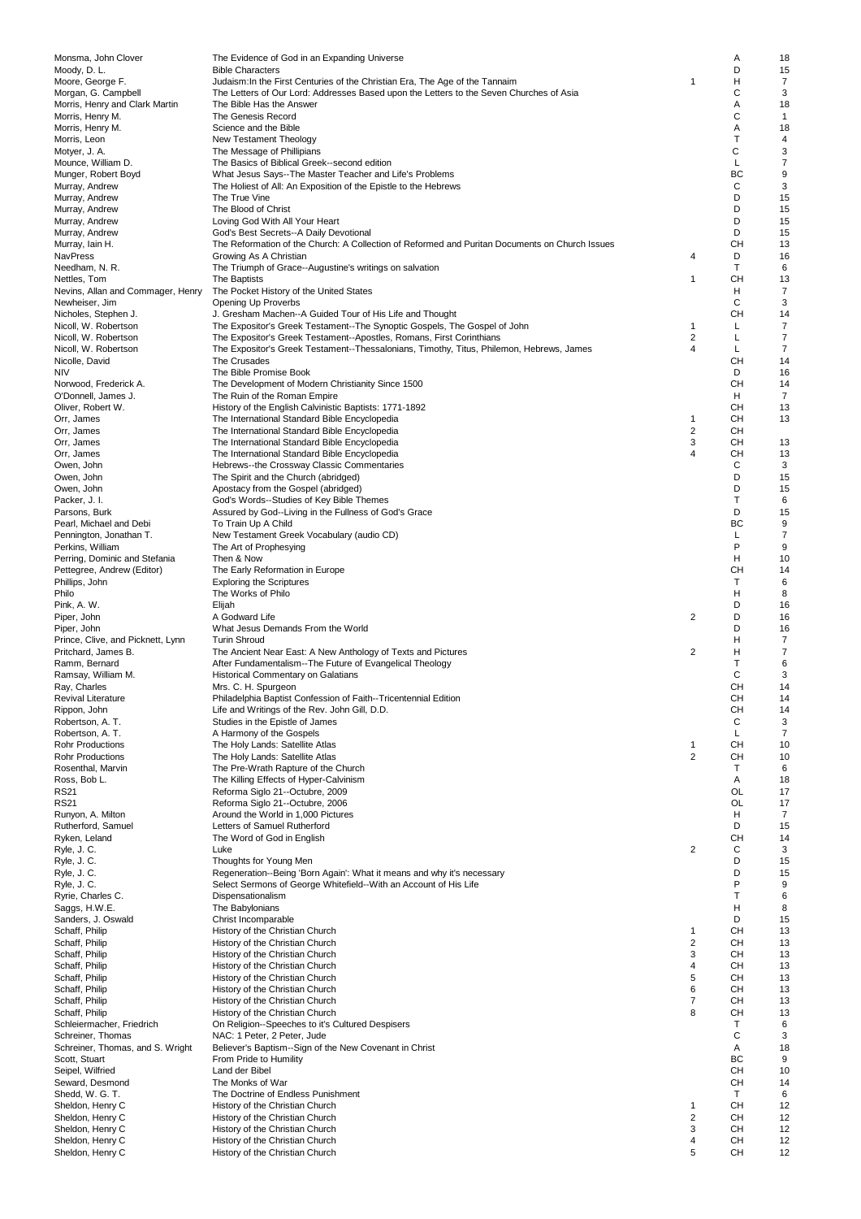| | | | | |
|---|---|---|---|---|
| Monsma, John Clover | The Evidence of God in an Expanding Universe | | A | 18 |
| Moody, D. L. | Bible Characters | | D | 15 |
| Moore, George F. | Judaism:In the First Centuries of the Christian Era, The Age of the Tannaim | 1 | H | 7 |
| Morgan, G. Campbell | The Letters of Our Lord: Addresses Based upon the Letters to the Seven Churches of Asia | | C | 3 |
| Morris, Henry and Clark Martin | The Bible Has the Answer | | A | 18 |
| Morris, Henry M. | The Genesis Record | | C | 1 |
| Morris, Henry M. | Science and the Bible | | A | 18 |
| Morris, Leon | New Testament Theology | | T | 4 |
| Motyer, J. A. | The Message of Phillipians | | C | 3 |
| Mounce, William D. | The Basics of Biblical Greek--second edition | | L | 7 |
| Munger, Robert Boyd | What Jesus Says--The Master Teacher and Life's Problems | | BC | 9 |
| Murray, Andrew | The Holiest of All: An Exposition of the Epistle to the Hebrews | | C | 3 |
| Murray, Andrew | The True Vine | | D | 15 |
| Murray, Andrew | The Blood of Christ | | D | 15 |
| Murray, Andrew | Loving God With All Your Heart | | D | 15 |
| Murray, Andrew | God's Best Secrets--A Daily Devotional | | D | 15 |
| Murray, Iain H. | The Reformation of the Church: A Collection of Reformed and Puritan Documents on Church Issues | | CH | 13 |
| NavPress | Growing As A Christian | 4 | D | 16 |
| Needham, N. R. | The Triumph of Grace--Augustine's writings on salvation | | T | 6 |
| Nettles, Tom | The Baptists | 1 | CH | 13 |
| Nevins, Allan and Commager, Henry | The Pocket History of the United States | | H | 7 |
| Newheiser, Jim | Opening Up Proverbs | | C | 3 |
| Nicholes, Stephen J. | J. Gresham Machen--A Guided Tour of His Life and Thought | | CH | 14 |
| Nicoll, W. Robertson | The Expositor's Greek Testament--The Synoptic Gospels, The Gospel of John | 1 | L | 7 |
| Nicoll, W. Robertson | The Expositor's Greek Testament--Apostles, Romans, First Corinthians | 2 | L | 7 |
| Nicoll, W. Robertson | The Expositor's Greek Testament--Thessalonians, Timothy, Titus, Philemon, Hebrews, James | 4 | L | 7 |
| Nicolle, David | The Crusades | | CH | 14 |
| NIV | The Bible Promise Book | | D | 16 |
| Norwood, Frederick A. | The Development of Modern Christianity Since 1500 | | CH | 14 |
| O'Donnell, James J. | The Ruin of the Roman Empire | | H | 7 |
| Oliver, Robert W. | History of the English Calvinistic Baptists: 1771-1892 | | CH | 13 |
| Orr, James | The International Standard Bible Encyclopedia | 1 | CH | 13 |
| Orr, James | The International Standard Bible Encyclopedia | 2 | CH | |
| Orr, James | The International Standard Bible Encyclopedia | 3 | CH | 13 |
| Orr, James | The International Standard Bible Encyclopedia | 4 | CH | 13 |
| Owen, John | Hebrews--the Crossway Classic Commentaries | | C | 3 |
| Owen, John | The Spirit and the Church (abridged) | | D | 15 |
| Owen, John | Apostacy from the Gospel (abridged) | | D | 15 |
| Packer, J. I. | God's Words--Studies of Key Bible Themes | | T | 6 |
| Parsons, Burk | Assured by God--Living in the Fullness of God's Grace | | D | 15 |
| Pearl, Michael and Debi | To Train Up A Child | | BC | 9 |
| Pennington, Jonathan T. | New Testament Greek Vocabulary (audio CD) | | L | 7 |
| Perkins, William | The Art of Prophesying | | P | 9 |
| Perring, Dominic and Stefania | Then & Now | | H | 10 |
| Pettegree, Andrew (Editor) | The Early Reformation in Europe | | CH | 14 |
| Phillips, John | Exploring the Scriptures | | T | 6 |
| Philo | The Works of Philo | | H | 8 |
| Pink, A. W. | Elijah | | D | 16 |
| Piper, John | A Godward Life | 2 | D | 16 |
| Piper, John | What Jesus Demands From the World | | D | 16 |
| Prince, Clive, and Picknett, Lynn | Turin Shroud | | H | 7 |
| Pritchard, James B. | The Ancient Near East: A New Anthology of Texts and Pictures | 2 | H | 7 |
| Ramm, Bernard | After Fundamentalism--The Future of Evangelical Theology | | T | 6 |
| Ramsay, William M. | Historical Commentary on Galatians | | C | 3 |
| Ray, Charles | Mrs. C. H. Spurgeon | | CH | 14 |
| Revival Literature | Philadelphia Baptist Confession of Faith--Tricentennial Edition | | CH | 14 |
| Rippon, John | Life and Writings of the Rev. John Gill, D.D. | | CH | 14 |
| Robertson, A. T. | Studies in the Epistle of James | | C | 3 |
| Robertson, A. T. | A Harmony of the Gospels | | L | 7 |
| Rohr Productions | The Holy Lands: Satellite Atlas | 1 | CH | 10 |
| Rohr Productions | The Holy Lands: Satellite Atlas | 2 | CH | 10 |
| Rosenthal, Marvin | The Pre-Wrath Rapture of the Church | | T | 6 |
| Ross, Bob L. | The Killing Effects of Hyper-Calvinism | | A | 18 |
| RS21 | Reforma Siglo 21--Octubre, 2009 | | OL | 17 |
| RS21 | Reforma Siglo 21--Octubre, 2006 | | OL | 17 |
| Runyon, A. Milton | Around the World in 1,000 Pictures | | H | 7 |
| Rutherford, Samuel | Letters of Samuel Rutherford | | D | 15 |
| Ryken, Leland | The Word of God in English | | CH | 14 |
| Ryle, J. C. | Luke | 2 | C | 3 |
| Ryle, J. C. | Thoughts for Young Men | | D | 15 |
| Ryle, J. C. | Regeneration--Being 'Born Again': What it means and why it's necessary | | D | 15 |
| Ryle, J. C. | Select Sermons of George Whitefield--With an Account of His Life | | P | 9 |
| Ryrie, Charles C. | Dispensationalism | | T | 6 |
| Saggs, H.W.E. | The Babylonians | | H | 8 |
| Sanders, J. Oswald | Christ Incomparable | | D | 15 |
| Schaff, Philip | History of the Christian Church | 1 | CH | 13 |
| Schaff, Philip | History of the Christian Church | 2 | CH | 13 |
| Schaff, Philip | History of the Christian Church | 3 | CH | 13 |
| Schaff, Philip | History of the Christian Church | 4 | CH | 13 |
| Schaff, Philip | History of the Christian Church | 5 | CH | 13 |
| Schaff, Philip | History of the Christian Church | 6 | CH | 13 |
| Schaff, Philip | History of the Christian Church | 7 | CH | 13 |
| Schaff, Philip | History of the Christian Church | 8 | CH | 13 |
| Schleiermacher, Friedrich | On Religion--Speeches to it's Cultured Despisers | | T | 6 |
| Schreiner, Thomas | NAC: 1 Peter, 2 Peter, Jude | | C | 3 |
| Schreiner, Thomas, and S. Wright | Believer's Baptism--Sign of the New Covenant in Christ | | A | 18 |
| Scott, Stuart | From Pride to Humility | | BC | 9 |
| Seipel, Wilfried | Land der Bibel | | CH | 10 |
| Seward, Desmond | The Monks of War | | CH | 14 |
| Shedd, W. G. T. | The Doctrine of Endless Punishment | | T | 6 |
| Sheldon, Henry C | History of the Christian Church | 1 | CH | 12 |
| Sheldon, Henry C | History of the Christian Church | 2 | CH | 12 |
| Sheldon, Henry C | History of the Christian Church | 3 | CH | 12 |
| Sheldon, Henry C | History of the Christian Church | 4 | CH | 12 |
| Sheldon, Henry C | History of the Christian Church | 5 | CH | 12 |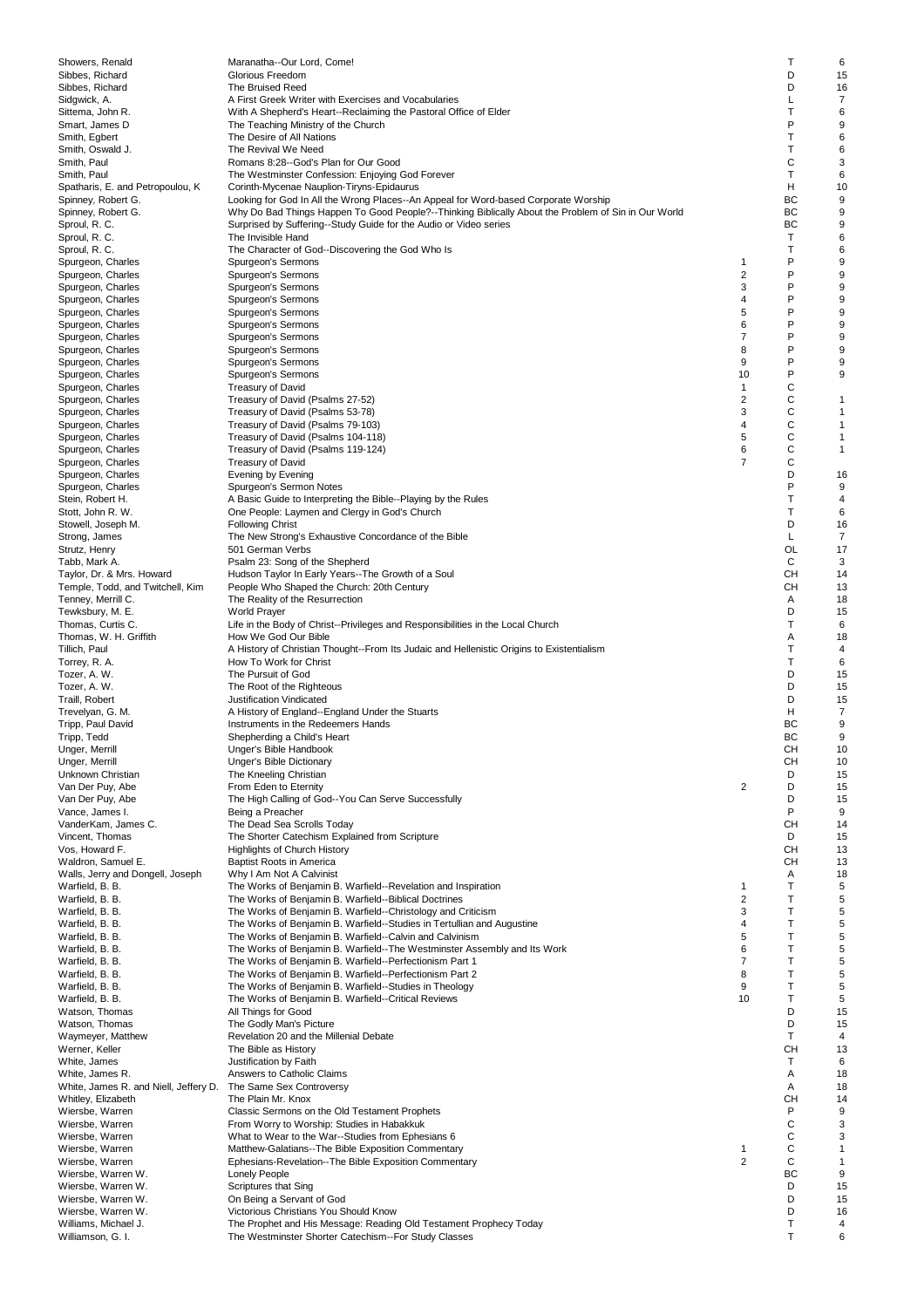| | | | | |
|---|---|---|---|---|
| Showers, Renald | Maranatha--Our Lord, Come! | | T | 6 |
| Sibbes, Richard | Glorious Freedom | | D | 15 |
| Sibbes, Richard | The Bruised Reed | | D | 16 |
| Sidgwick, A. | A First Greek Writer with Exercises and Vocabularies | | L | 7 |
| Sittema, John R. | With A Shepherd's Heart--Reclaiming the Pastoral Office of Elder | | T | 6 |
| Smart, James D | The Teaching Ministry of the Church | | P | 9 |
| Smith, Egbert | The Desire of All Nations | | T | 6 |
| Smith, Oswald J. | The Revival We Need | | T | 6 |
| Smith, Paul | Romans 8:28--God's Plan for Our Good | | C | 3 |
| Smith, Paul | The Westminster Confession: Enjoying God Forever | | T | 6 |
| Spatharis, E. and Petropoulou, K | Corinth-Mycenae Nauplion-Tiryns-Epidaurus | | H | 10 |
| Spinney, Robert G. | Looking for God In All the Wrong Places--An Appeal for Word-based Corporate Worship | | BC | 9 |
| Spinney, Robert G. | Why Do Bad Things Happen To Good People?--Thinking Biblically About the Problem of Sin in Our World | | BC | 9 |
| Sproul, R. C. | Surprised by Suffering--Study Guide for the Audio or Video series | | BC | 9 |
| Sproul, R. C. | The Invisible Hand | | T | 6 |
| Sproul, R. C. | The Character of God--Discovering the God Who Is | | T | 6 |
| Spurgeon, Charles | Spurgeon's Sermons | 1 | P | 9 |
| Spurgeon, Charles | Spurgeon's Sermons | 2 | P | 9 |
| Spurgeon, Charles | Spurgeon's Sermons | 3 | P | 9 |
| Spurgeon, Charles | Spurgeon's Sermons | 4 | P | 9 |
| Spurgeon, Charles | Spurgeon's Sermons | 5 | P | 9 |
| Spurgeon, Charles | Spurgeon's Sermons | 6 | P | 9 |
| Spurgeon, Charles | Spurgeon's Sermons | 7 | P | 9 |
| Spurgeon, Charles | Spurgeon's Sermons | 8 | P | 9 |
| Spurgeon, Charles | Spurgeon's Sermons | 9 | P | 9 |
| Spurgeon, Charles | Spurgeon's Sermons | 10 | P | 9 |
| Spurgeon, Charles | Treasury of David | 1 | C | |
| Spurgeon, Charles | Treasury of David (Psalms 27-52) | 2 | C | 1 |
| Spurgeon, Charles | Treasury of David (Psalms 53-78) | 3 | C | 1 |
| Spurgeon, Charles | Treasury of David (Psalms 79-103) | 4 | C | 1 |
| Spurgeon, Charles | Treasury of David (Psalms 104-118) | 5 | C | 1 |
| Spurgeon, Charles | Treasury of David (Psalms 119-124) | 6 | C | 1 |
| Spurgeon, Charles | Treasury of David | 7 | C | |
| Spurgeon, Charles | Evening by Evening | | D | 16 |
| Spurgeon, Charles | Spurgeon's Sermon Notes | | P | 9 |
| Stein, Robert H. | A Basic Guide to Interpreting the Bible--Playing by the Rules | | T | 4 |
| Stott, John R. W. | One People: Laymen and Clergy in God's Church | | T | 6 |
| Stowell, Joseph M. | Following Christ | | D | 16 |
| Strong, James | The New Strong's Exhaustive Concordance of the Bible | | L | 7 |
| Strutz, Henry | 501 German Verbs | | OL | 17 |
| Tabb, Mark A. | Psalm 23: Song of the Shepherd | | C | 3 |
| Taylor, Dr. & Mrs. Howard | Hudson Taylor In Early Years--The Growth of a Soul | | CH | 14 |
| Temple, Todd, and Twitchell, Kim | People Who Shaped the Church: 20th Century | | CH | 13 |
| Tenney, Merrill C. | The Reality of the Resurrection | | A | 18 |
| Tewksbury, M. E. | World Prayer | | D | 15 |
| Thomas, Curtis C. | Life in the Body of Christ--Privileges and Responsibilities in the Local Church | | T | 6 |
| Thomas, W. H. Griffith | How We God Our Bible | | A | 18 |
| Tillich, Paul | A History of Christian Thought--From Its Judaic and Hellenistic Origins to Existentialism | | T | 4 |
| Torrey, R. A. | How To Work for Christ | | T | 6 |
| Tozer, A. W. | The Pursuit of God | | D | 15 |
| Tozer, A. W. | The Root of the Righteous | | D | 15 |
| Traill, Robert | Justification Vindicated | | D | 15 |
| Trevelyan, G. M. | A History of England--England Under the Stuarts | | H | 7 |
| Tripp, Paul David | Instruments in the Redeemers Hands | | BC | 9 |
| Tripp, Tedd | Shepherding a Child's Heart | | BC | 9 |
| Unger, Merrill | Unger's Bible Handbook | | CH | 10 |
| Unger, Merrill | Unger's Bible Dictionary | | CH | 10 |
| Unknown Christian | The Kneeling Christian | | D | 15 |
| Van Der Puy, Abe | From Eden to Eternity | 2 | D | 15 |
| Van Der Puy, Abe | The High Calling of God--You Can Serve Successfully | | D | 15 |
| Vance, James I. | Being a Preacher | | P | 9 |
| VanderKam, James C. | The Dead Sea Scrolls Today | | CH | 14 |
| Vincent, Thomas | The Shorter Catechism Explained from Scripture | | D | 15 |
| Vos, Howard F. | Highlights of Church History | | CH | 13 |
| Waldron, Samuel E. | Baptist Roots in America | | CH | 13 |
| Walls, Jerry and Dongell, Joseph | Why I Am Not A Calvinist | | A | 18 |
| Warfield, B. B. | The Works of Benjamin B. Warfield--Revelation and Inspiration | 1 | T | 5 |
| Warfield, B. B. | The Works of Benjamin B. Warfield--Biblical Doctrines | 2 | T | 5 |
| Warfield, B. B. | The Works of Benjamin B. Warfield--Christology and Criticism | 3 | T | 5 |
| Warfield, B. B. | The Works of Benjamin B. Warfield--Studies in Tertullian and Augustine | 4 | T | 5 |
| Warfield, B. B. | The Works of Benjamin B. Warfield--Calvin and Calvinism | 5 | T | 5 |
| Warfield, B. B. | The Works of Benjamin B. Warfield--The Westminster Assembly and Its Work | 6 | T | 5 |
| Warfield, B. B. | The Works of Benjamin B. Warfield--Perfectionism Part 1 | 7 | T | 5 |
| Warfield, B. B. | The Works of Benjamin B. Warfield--Perfectionism Part 2 | 8 | T | 5 |
| Warfield, B. B. | The Works of Benjamin B. Warfield--Studies in Theology | 9 | T | 5 |
| Warfield, B. B. | The Works of Benjamin B. Warfield--Critical Reviews | 10 | T | 5 |
| Watson, Thomas | All Things for Good | | D | 15 |
| Watson, Thomas | The Godly Man's Picture | | D | 15 |
| Waymeyer, Matthew | Revelation 20 and the Millenial Debate | | T | 4 |
| Werner, Keller | The Bible as History | | CH | 13 |
| White, James | Justification by Faith | | T | 6 |
| White, James R. | Answers to Catholic Claims | | A | 18 |
| White, James R. and Niell, Jeffery D. | The Same Sex Controversy | | A | 18 |
| Whitley, Elizabeth | The Plain Mr. Knox | | CH | 14 |
| Wiersbe, Warren | Classic Sermons on the Old Testament Prophets | | P | 9 |
| Wiersbe, Warren | From Worry to Worship: Studies in Habakkuk | | C | 3 |
| Wiersbe, Warren | What to Wear to the War--Studies from Ephesians 6 | | C | 3 |
| Wiersbe, Warren | Matthew-Galatians--The Bible Exposition Commentary | 1 | C | 1 |
| Wiersbe, Warren | Ephesians-Revelation--The Bible Exposition Commentary | 2 | C | 1 |
| Wiersbe, Warren W. | Lonely People | | BC | 9 |
| Wiersbe, Warren W. | Scriptures that Sing | | D | 15 |
| Wiersbe, Warren W. | On Being a Servant of God | | D | 15 |
| Wiersbe, Warren W. | Victorious Christians You Should Know | | D | 16 |
| Williams, Michael J. | The Prophet and His Message: Reading Old Testament Prophecy Today | | T | 4 |
| Williamson, G. I. | The Westminster Shorter Catechism--For Study Classes | | T | 6 |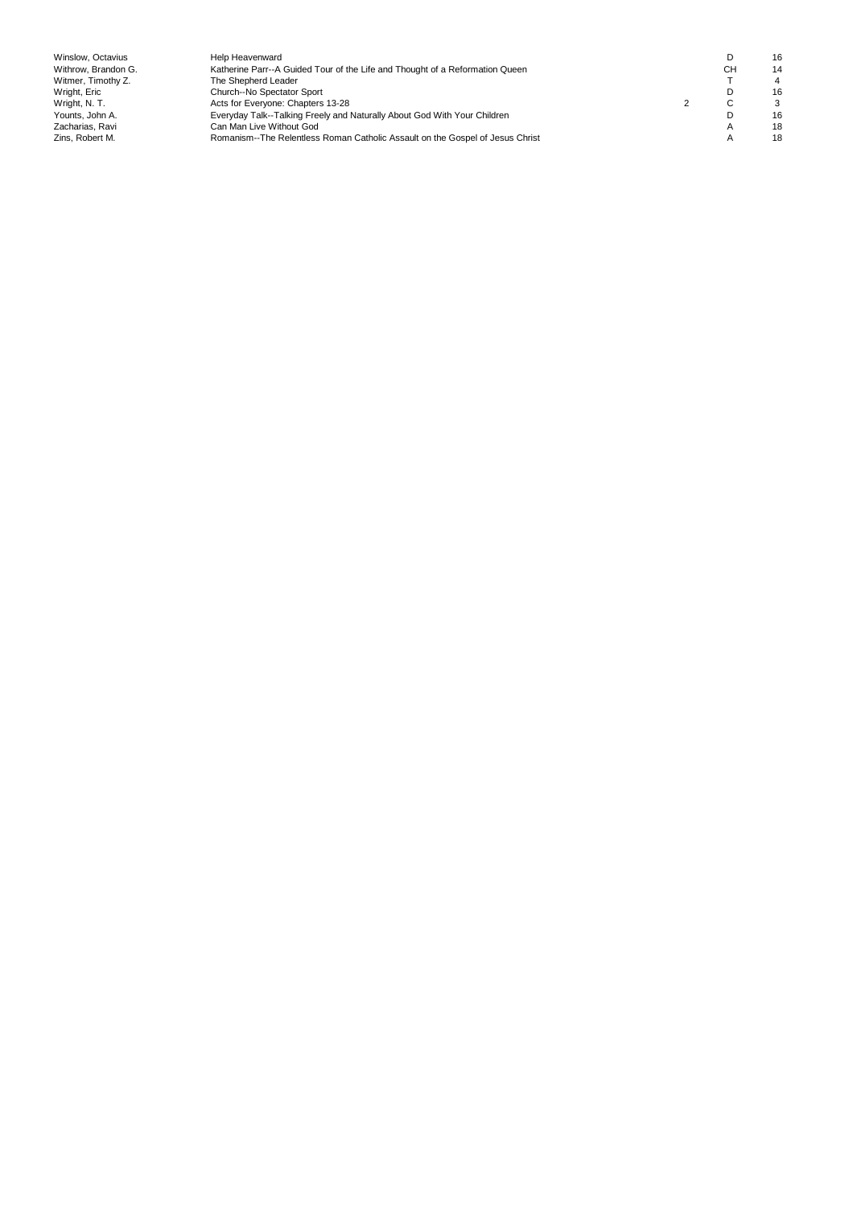| | | | | |
|---|---|---|---|---|
| Winslow, Octavius | Help Heavenward | | D | 16 |
| Withrow, Brandon G. | Katherine Parr--A Guided Tour of the Life and Thought of a Reformation Queen | | CH | 14 |
| Witmer, Timothy Z. | The Shepherd Leader | | T | 4 |
| Wright, Eric | Church--No Spectator Sport | | D | 16 |
| Wright, N. T. | Acts for Everyone: Chapters 13-28 | 2 | C | 3 |
| Younts, John A. | Everyday Talk--Talking Freely and Naturally About God With Your Children | | D | 16 |
| Zacharias, Ravi | Can Man Live Without God | | A | 18 |
| Zins, Robert M. | Romanism--The Relentless Roman Catholic Assault on the Gospel of Jesus Christ | | A | 18 |